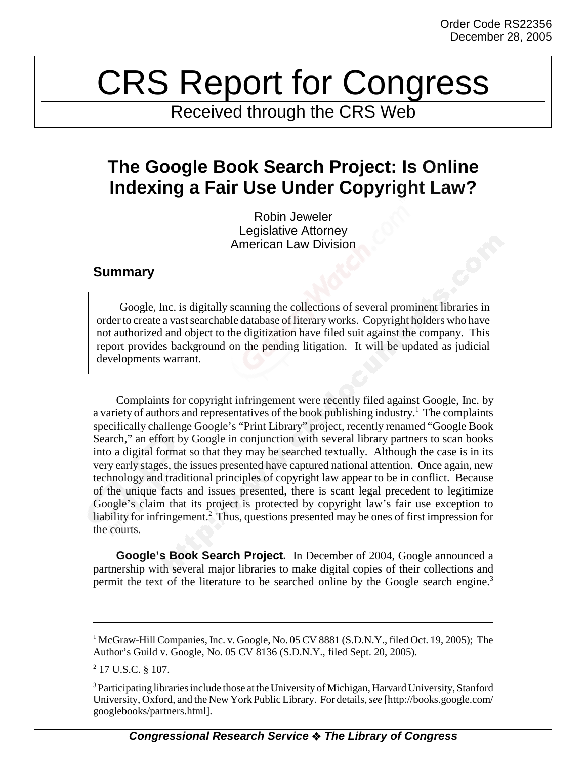Order Code RS22356
December 28, 2005

# CRS Report for Congress

Received through the CRS Web

## The Google Book Search Project: Is Online Indexing a Fair Use Under Copyright Law?

Robin Jeweler
Legislative Attorney
American Law Division

### Summary

Google, Inc. is digitally scanning the collections of several prominent libraries in order to create a vast searchable database of literary works. Copyright holders who have not authorized and object to the digitization have filed suit against the company. This report provides background on the pending litigation. It will be updated as judicial developments warrant.

Complaints for copyright infringement were recently filed against Google, Inc. by a variety of authors and representatives of the book publishing industry.[1] The complaints specifically challenge Google's "Print Library" project, recently renamed "Google Book Search," an effort by Google in conjunction with several library partners to scan books into a digital format so that they may be searched textually. Although the case is in its very early stages, the issues presented have captured national attention. Once again, new technology and traditional principles of copyright law appear to be in conflict. Because of the unique facts and issues presented, there is scant legal precedent to legitimize Google's claim that its project is protected by copyright law's fair use exception to liability for infringement.[2] Thus, questions presented may be ones of first impression for the courts.

**Google's Book Search Project.** In December of 2004, Google announced a partnership with several major libraries to make digital copies of their collections and permit the text of the literature to be searched online by the Google search engine.[3]

---

[1] McGraw-Hill Companies, Inc. v. Google, No. 05 CV 8881 (S.D.N.Y., filed Oct. 19, 2005); The Author's Guild v. Google, No. 05 CV 8136 (S.D.N.Y., filed Sept. 20, 2005).

[2] 17 U.S.C. § 107.

[3] Participating libraries include those at the University of Michigan, Harvard University, Stanford University, Oxford, and the New York Public Library. For details, *see* [http://books.google.com/googlebooks/partners.html].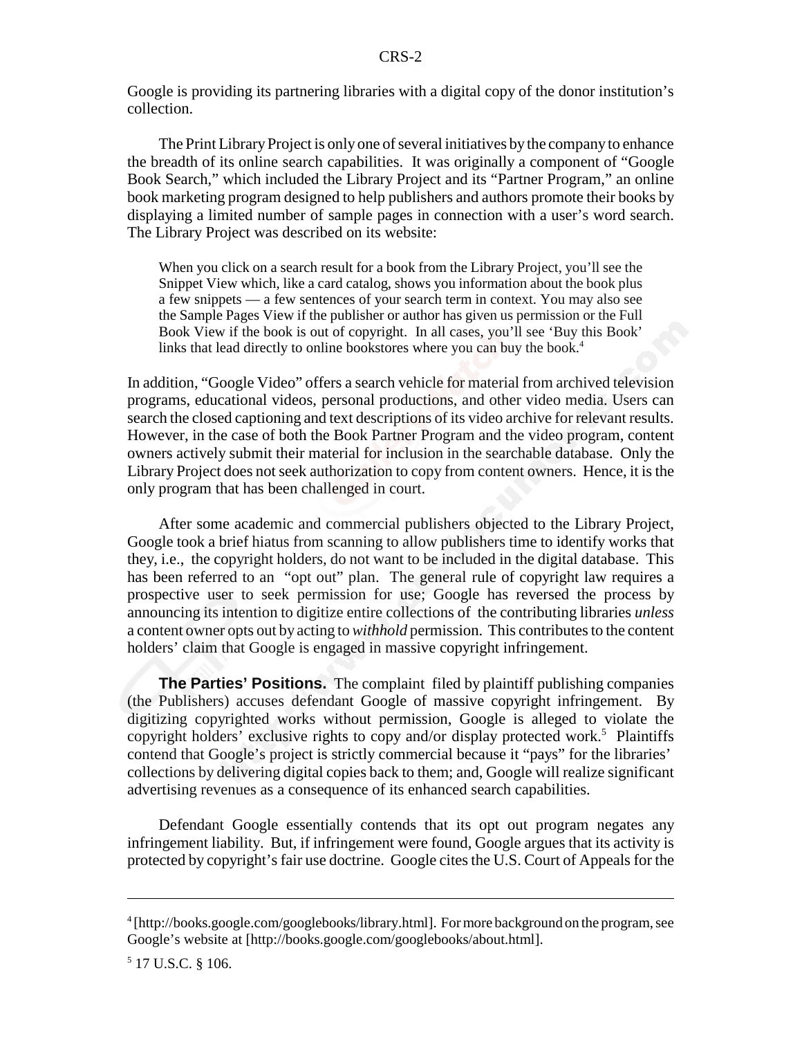Google is providing its partnering libraries with a digital copy of the donor institution's collection.

The Print Library Project is only one of several initiatives by the company to enhance the breadth of its online search capabilities. It was originally a component of "Google Book Search," which included the Library Project and its "Partner Program," an online book marketing program designed to help publishers and authors promote their books by displaying a limited number of sample pages in connection with a user's word search. The Library Project was described on its website:

> When you click on a search result for a book from the Library Project, you'll see the Snippet View which, like a card catalog, shows you information about the book plus a few snippets — a few sentences of your search term in context. You may also see the Sample Pages View if the publisher or author has given us permission or the Full Book View if the book is out of copyright. In all cases, you'll see 'Buy this Book' links that lead directly to online bookstores where you can buy the book.[4]

In addition, "Google Video" offers a search vehicle for material from archived television programs, educational videos, personal productions, and other video media. Users can search the closed captioning and text descriptions of its video archive for relevant results. However, in the case of both the Book Partner Program and the video program, content owners actively submit their material for inclusion in the searchable database. Only the Library Project does not seek authorization to copy from content owners. Hence, it is the only program that has been challenged in court.

After some academic and commercial publishers objected to the Library Project, Google took a brief hiatus from scanning to allow publishers time to identify works that they, i.e., the copyright holders, do not want to be included in the digital database. This has been referred to an "opt out" plan. The general rule of copyright law requires a prospective user to seek permission for use; Google has reversed the process by announcing its intention to digitize entire collections of the contributing libraries *unless* a content owner opts out by acting to *withhold* permission. This contributes to the content holders' claim that Google is engaged in massive copyright infringement.

**The Parties' Positions.** The complaint filed by plaintiff publishing companies (the Publishers) accuses defendant Google of massive copyright infringement. By digitizing copyrighted works without permission, Google is alleged to violate the copyright holders' exclusive rights to copy and/or display protected work.[5] Plaintiffs contend that Google's project is strictly commercial because it "pays" for the libraries' collections by delivering digital copies back to them; and, Google will realize significant advertising revenues as a consequence of its enhanced search capabilities.

Defendant Google essentially contends that its opt out program negates any infringement liability. But, if infringement were found, Google argues that its activity is protected by copyright's fair use doctrine. Google cites the U.S. Court of Appeals for the

---

[4] [http://books.google.com/googlebooks/library.html]. For more background on the program, see Google's website at [http://books.google.com/googlebooks/about.html].

[5] 17 U.S.C. § 106.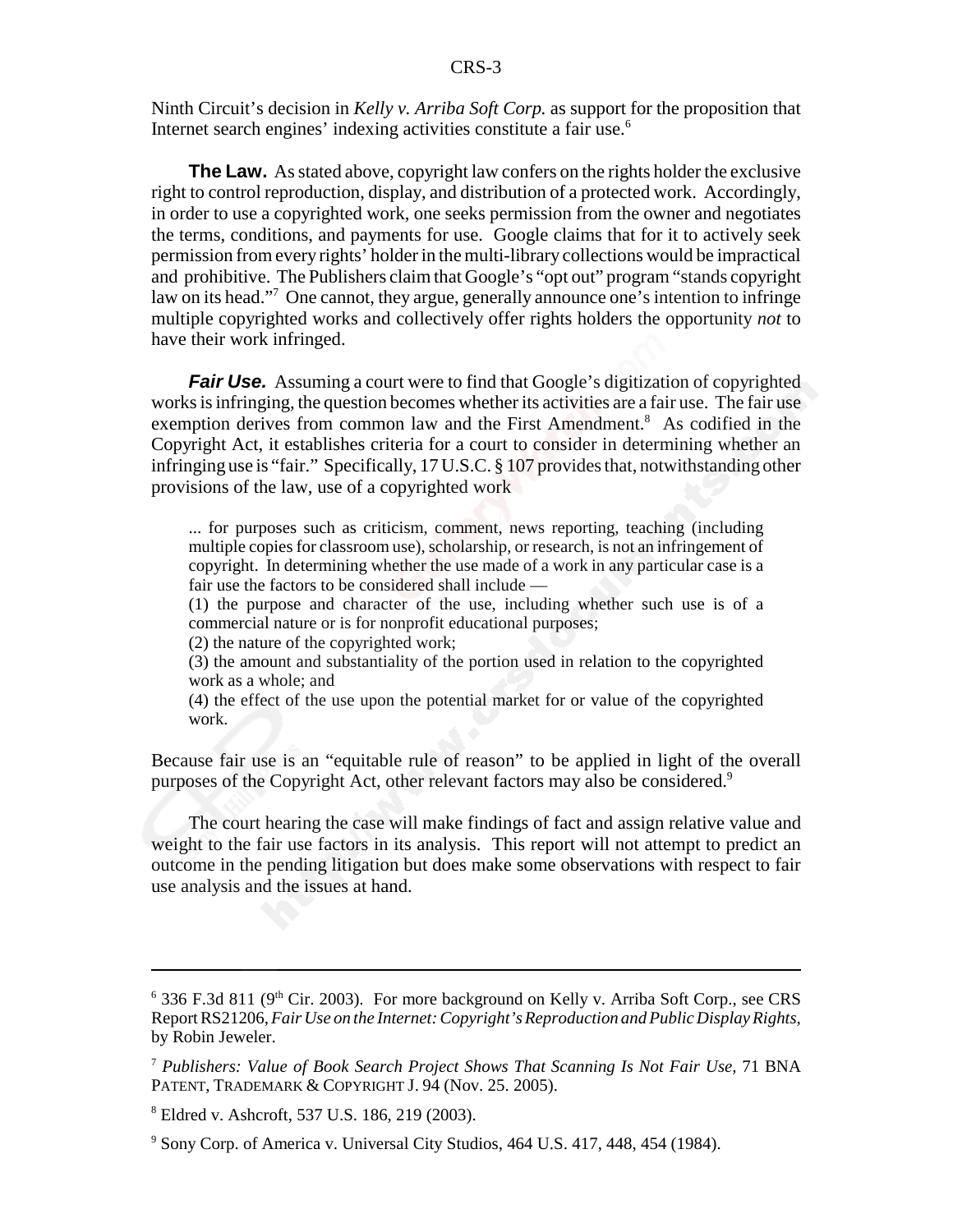Ninth Circuit's decision in *Kelly v. Arriba Soft Corp.* as support for the proposition that Internet search engines' indexing activities constitute a fair use.[6]

**The Law.** As stated above, copyright law confers on the rights holder the exclusive right to control reproduction, display, and distribution of a protected work. Accordingly, in order to use a copyrighted work, one seeks permission from the owner and negotiates the terms, conditions, and payments for use. Google claims that for it to actively seek permission from every rights' holder in the multi-library collections would be impractical and prohibitive. The Publishers claim that Google's "opt out" program "stands copyright law on its head."[7] One cannot, they argue, generally announce one's intention to infringe multiple copyrighted works and collectively offer rights holders the opportunity *not* to have their work infringed.

***Fair Use.*** Assuming a court were to find that Google's digitization of copyrighted works is infringing, the question becomes whether its activities are a fair use. The fair use exemption derives from common law and the First Amendment.[8] As codified in the Copyright Act, it establishes criteria for a court to consider in determining whether an infringing use is "fair." Specifically, 17 U.S.C. § 107 provides that, notwithstanding other provisions of the law, use of a copyrighted work

> ... for purposes such as criticism, comment, news reporting, teaching (including multiple copies for classroom use), scholarship, or research, is not an infringement of copyright. In determining whether the use made of a work in any particular case is a fair use the factors to be considered shall include —
>
> (1) the purpose and character of the use, including whether such use is of a commercial nature or is for nonprofit educational purposes;
>
> (2) the nature of the copyrighted work;
>
> (3) the amount and substantiality of the portion used in relation to the copyrighted work as a whole; and
>
> (4) the effect of the use upon the potential market for or value of the copyrighted work.

Because fair use is an "equitable rule of reason" to be applied in light of the overall purposes of the Copyright Act, other relevant factors may also be considered.[9]

The court hearing the case will make findings of fact and assign relative value and weight to the fair use factors in its analysis. This report will not attempt to predict an outcome in the pending litigation but does make some observations with respect to fair use analysis and the issues at hand.

---

[6] 336 F.3d 811 (9th Cir. 2003). For more background on Kelly v. Arriba Soft Corp., see CRS Report RS21206, *Fair Use on the Internet: Copyright's Reproduction and Public Display Rights,* by Robin Jeweler.

[7] *Publishers: Value of Book Search Project Shows That Scanning Is Not Fair Use,* 71 BNA PATENT, TRADEMARK & COPYRIGHT J. 94 (Nov. 25. 2005).

[8] Eldred v. Ashcroft, 537 U.S. 186, 219 (2003).

[9] Sony Corp. of America v. Universal City Studios, 464 U.S. 417, 448, 454 (1984).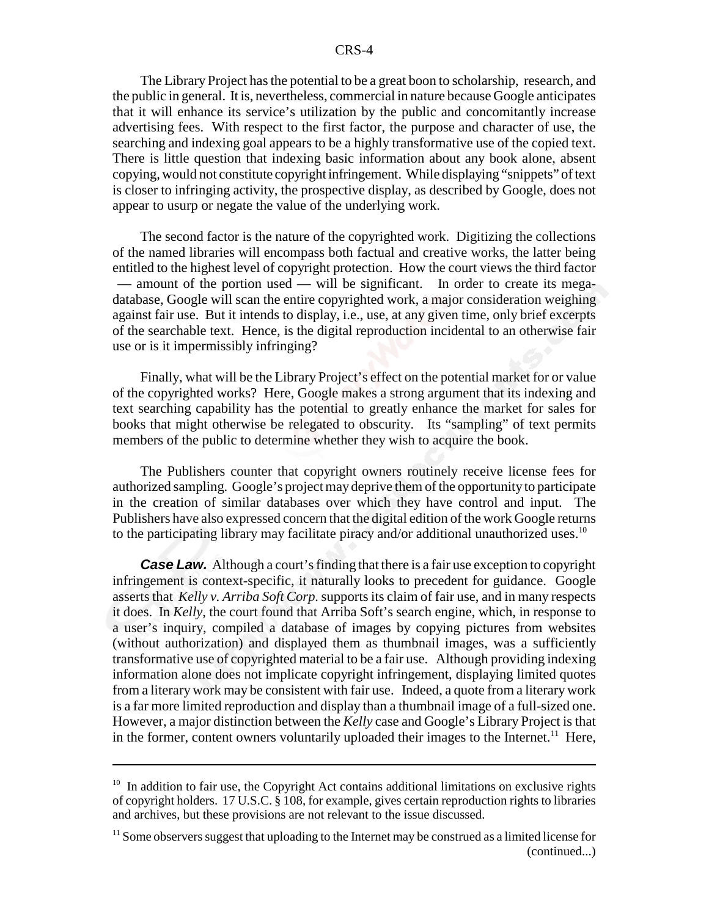The Library Project has the potential to be a great boon to scholarship, research, and the public in general. It is, nevertheless, commercial in nature because Google anticipates that it will enhance its service's utilization by the public and concomitantly increase advertising fees. With respect to the first factor, the purpose and character of use, the searching and indexing goal appears to be a highly transformative use of the copied text. There is little question that indexing basic information about any book alone, absent copying, would not constitute copyright infringement. While displaying "snippets" of text is closer to infringing activity, the prospective display, as described by Google, does not appear to usurp or negate the value of the underlying work.

The second factor is the nature of the copyrighted work. Digitizing the collections of the named libraries will encompass both factual and creative works, the latter being entitled to the highest level of copyright protection. How the court views the third factor — amount of the portion used — will be significant. In order to create its mega-database, Google will scan the entire copyrighted work, a major consideration weighing against fair use. But it intends to display, i.e., use, at any given time, only brief excerpts of the searchable text. Hence, is the digital reproduction incidental to an otherwise fair use or is it impermissibly infringing?

Finally, what will be the Library Project's effect on the potential market for or value of the copyrighted works? Here, Google makes a strong argument that its indexing and text searching capability has the potential to greatly enhance the market for sales for books that might otherwise be relegated to obscurity. Its "sampling" of text permits members of the public to determine whether they wish to acquire the book.

The Publishers counter that copyright owners routinely receive license fees for authorized sampling. Google's project may deprive them of the opportunity to participate in the creation of similar databases over which they have control and input. The Publishers have also expressed concern that the digital edition of the work Google returns to the participating library may facilitate piracy and/or additional unauthorized uses.[10]

***Case Law.*** Although a court's finding that there is a fair use exception to copyright infringement is context-specific, it naturally looks to precedent for guidance. Google asserts that *Kelly v. Arriba Soft Corp.* supports its claim of fair use, and in many respects it does. In *Kelly*, the court found that Arriba Soft's search engine, which, in response to a user's inquiry, compiled a database of images by copying pictures from websites (without authorization) and displayed them as thumbnail images, was a sufficiently transformative use of copyrighted material to be a fair use. Although providing indexing information alone does not implicate copyright infringement, displaying limited quotes from a literary work may be consistent with fair use. Indeed, a quote from a literary work is a far more limited reproduction and display than a thumbnail image of a full-sized one. However, a major distinction between the *Kelly* case and Google's Library Project is that in the former, content owners voluntarily uploaded their images to the Internet.[11] Here,

---

[10] In addition to fair use, the Copyright Act contains additional limitations on exclusive rights of copyright holders. 17 U.S.C. § 108, for example, gives certain reproduction rights to libraries and archives, but these provisions are not relevant to the issue discussed.

[11] Some observers suggest that uploading to the Internet may be construed as a limited license for (continued...)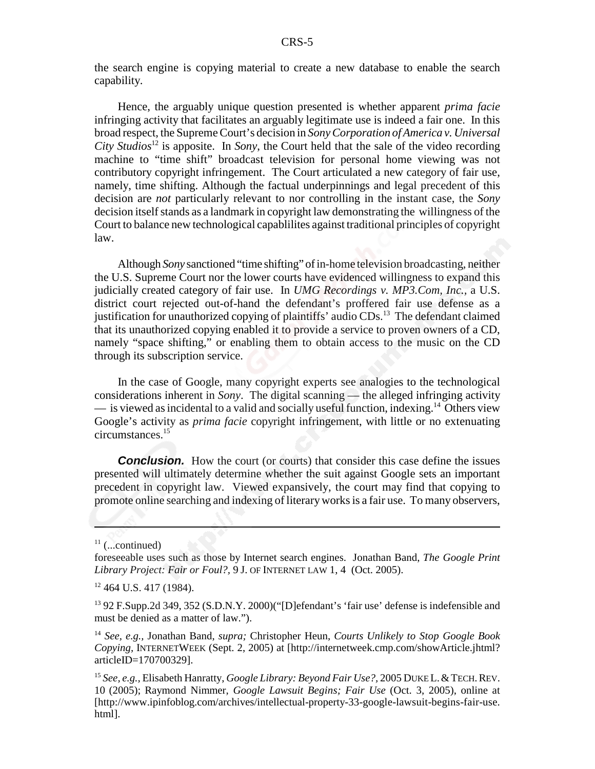the search engine is copying material to create a new database to enable the search capability.

Hence, the arguably unique question presented is whether apparent *prima facie* infringing activity that facilitates an arguably legitimate use is indeed a fair one. In this broad respect, the Supreme Court's decision in *Sony Corporation of America v. Universal City Studios*[12] is apposite. In *Sony*, the Court held that the sale of the video recording machine to "time shift" broadcast television for personal home viewing was not contributory copyright infringement. The Court articulated a new category of fair use, namely, time shifting. Although the factual underpinnings and legal precedent of this decision are *not* particularly relevant to nor controlling in the instant case, the *Sony* decision itself stands as a landmark in copyright law demonstrating the willingness of the Court to balance new technological capablilites against traditional principles of copyright law.

Although *Sony* sanctioned "time shifting" of in-home television broadcasting, neither the U.S. Supreme Court nor the lower courts have evidenced willingness to expand this judicially created category of fair use. In *UMG Recordings v. MP3.Com, Inc.*, a U.S. district court rejected out-of-hand the defendant's proffered fair use defense as a justification for unauthorized copying of plaintiffs' audio CDs.[13] The defendant claimed that its unauthorized copying enabled it to provide a service to proven owners of a CD, namely "space shifting," or enabling them to obtain access to the music on the CD through its subscription service.

In the case of Google, many copyright experts see analogies to the technological considerations inherent in *Sony*. The digital scanning — the alleged infringing activity — is viewed as incidental to a valid and socially useful function, indexing.[14] Others view Google's activity as *prima facie* copyright infringement, with little or no extenuating circumstances.[15]

***Conclusion.*** How the court (or courts) that consider this case define the issues presented will ultimately determine whether the suit against Google sets an important precedent in copyright law. Viewed expansively, the court may find that copying to promote online searching and indexing of literary works is a fair use. To many observers,

---

[11] (...continued)
foreseeable uses such as those by Internet search engines. Jonathan Band, *The Google Print Library Project: Fair or Foul?*, 9 J. OF INTERNET LAW 1, 4 (Oct. 2005).

[12] 464 U.S. 417 (1984).

[13] 92 F.Supp.2d 349, 352 (S.D.N.Y. 2000)("[D]efendant's 'fair use' defense is indefensible and must be denied as a matter of law.").

[14] *See, e.g.*, Jonathan Band, *supra;* Christopher Heun, *Courts Unlikely to Stop Google Book Copying*, INTERNETWEEK (Sept. 2, 2005) at [http://internetweek.cmp.com/showArticle.jhtml?articleID=170700329].

[15] *See, e.g.*, Elisabeth Hanratty, *Google Library: Beyond Fair Use?*, 2005 DUKE L. & TECH. REV. 10 (2005); Raymond Nimmer, *Google Lawsuit Begins; Fair Use* (Oct. 3, 2005), online at [http://www.ipinfoblog.com/archives/intellectual-property-33-google-lawsuit-begins-fair-use.html].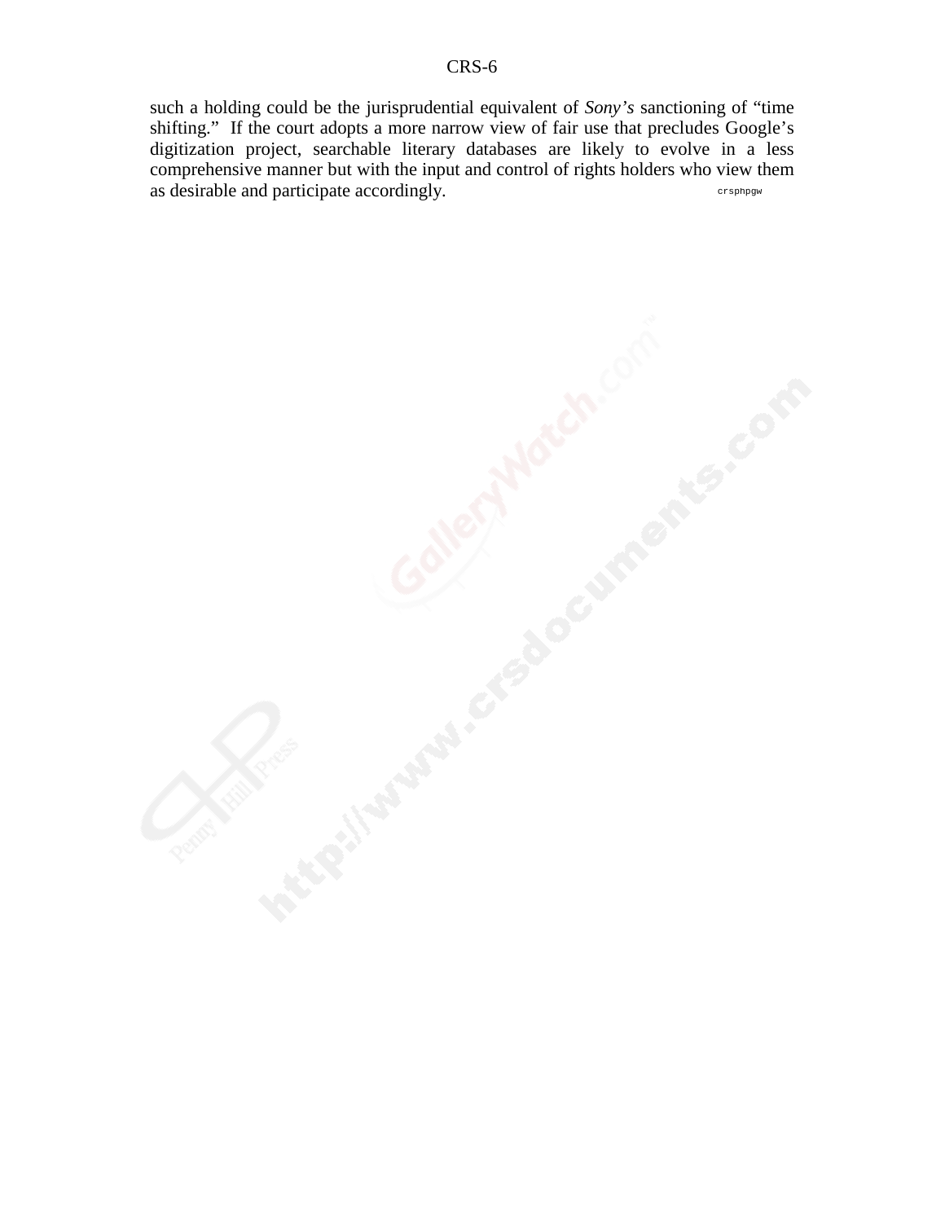such a holding could be the jurisprudential equivalent of *Sony's* sanctioning of "time shifting." If the court adopts a more narrow view of fair use that precludes Google's digitization project, searchable literary databases are likely to evolve in a less comprehensive manner but with the input and control of rights holders who view them as desirable and participate accordingly.